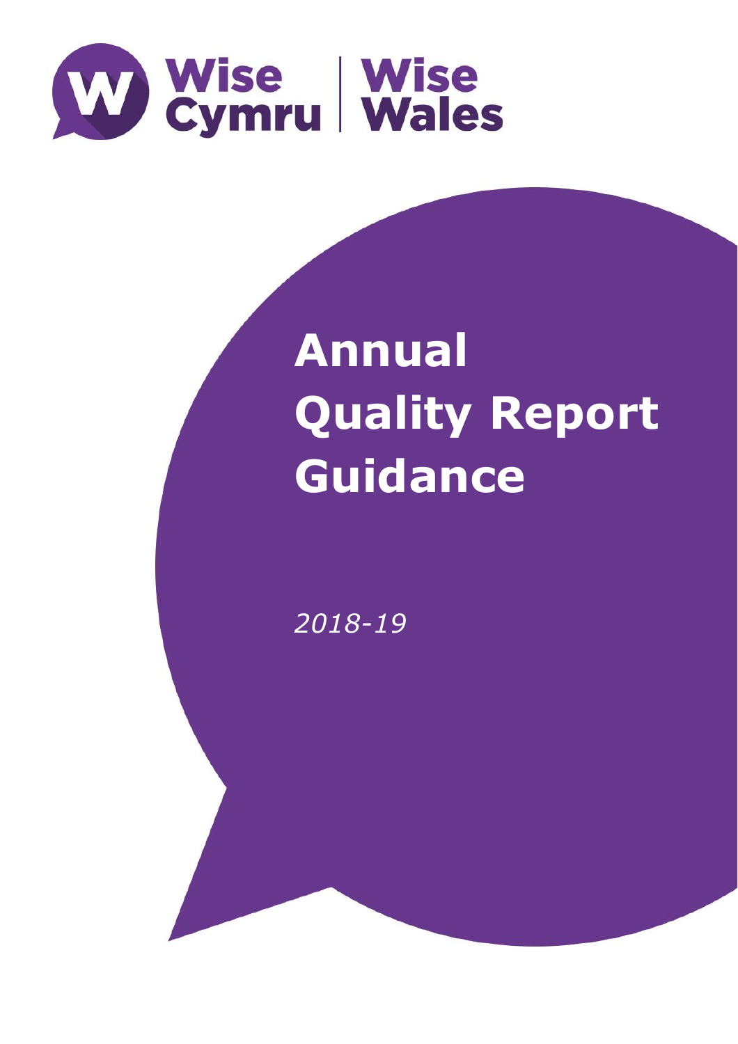Wise Cymru | Wise Wales

# Annual Quality Report Guidance

*2018-19*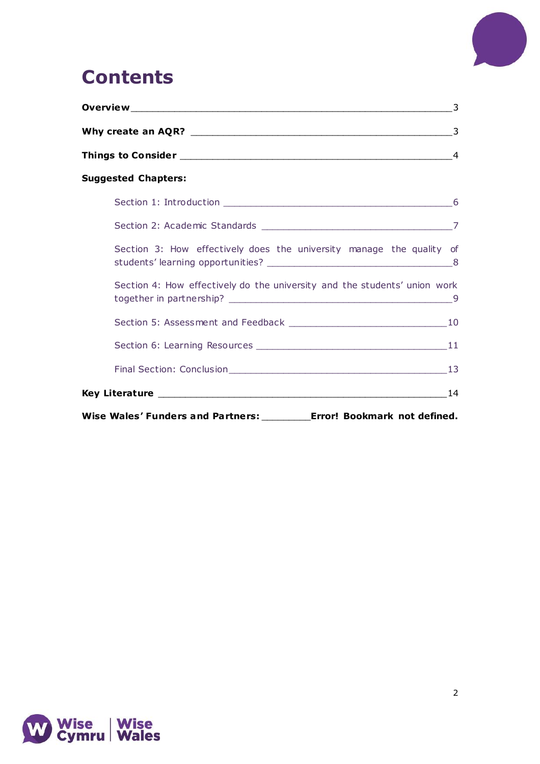# Contents

**Overview** ____________________________________________ 3

**Why create an AQR?** ____________________________________ 3

**Things to Consider** _____________________________________ 4

**Suggested Chapters:**

- Section 1: Introduction _________________________________ 6
- Section 2: Academic Standards ___________________________ 7
- Section 3: How effectively does the university manage the quality of students' learning opportunities? ___________________________ 8
- Section 4: How effectively do the university and the students' union work together in partnership? _______________________________ 9
- Section 5: Assessment and Feedback _______________________ 10
- Section 6: Learning Resources ____________________________ 11
- Final Section: Conclusion ________________________________ 13

**Key Literature** ________________________________________ 14

**Wise Wales' Funders and Partners:** ________ **Error! Bookmark not defined.**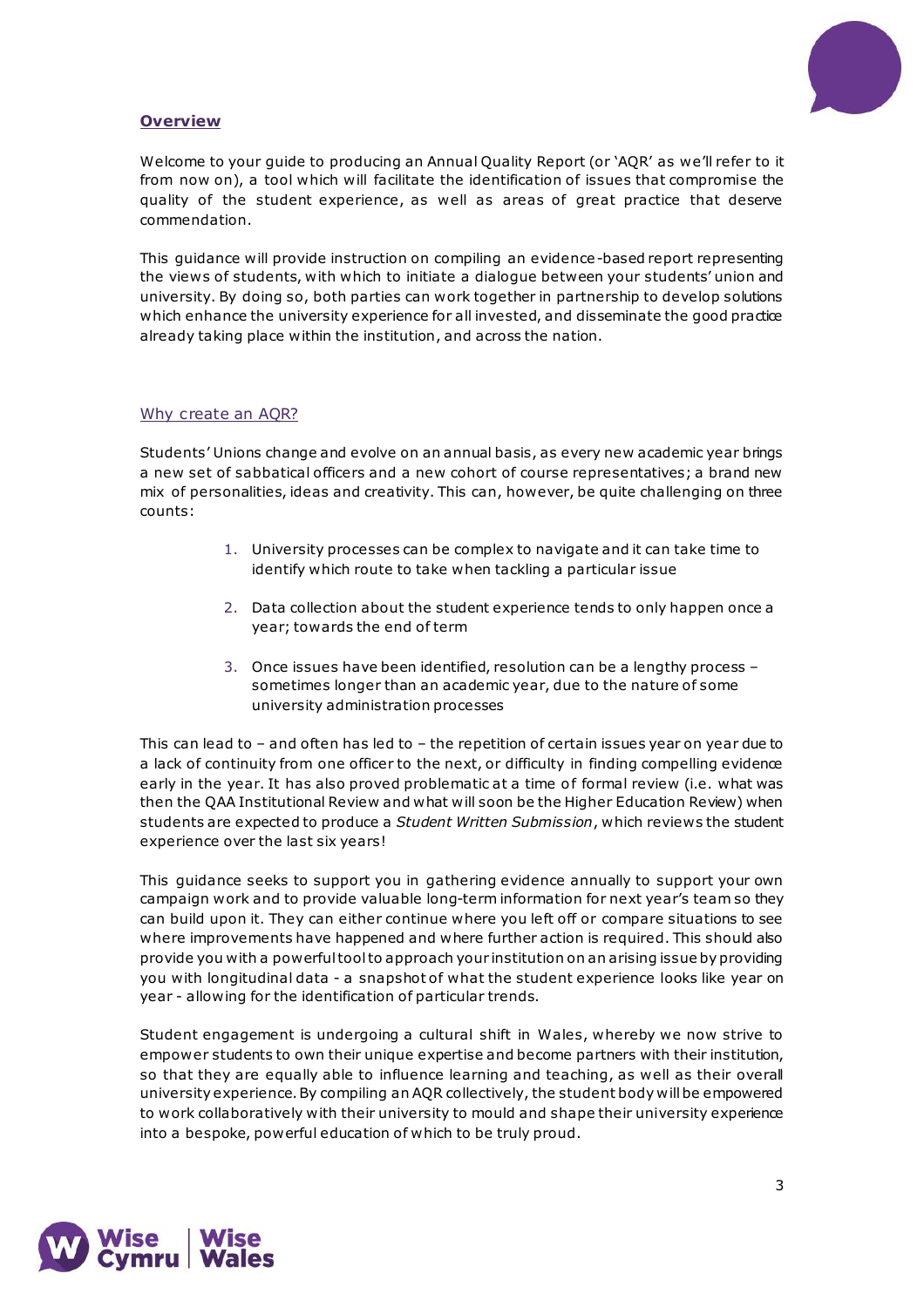## Overview

Welcome to your guide to producing an Annual Quality Report (or 'AQR' as we'll refer to it from now on), a tool which will facilitate the identification of issues that compromise the quality of the student experience, as well as areas of great practice that deserve commendation.

This guidance will provide instruction on compiling an evidence-based report representing the views of students, with which to initiate a dialogue between your students' union and university. By doing so, both parties can work together in partnership to develop solutions which enhance the university experience for all invested, and disseminate the good practice already taking place within the institution, and across the nation.

### Why create an AQR?

Students' Unions change and evolve on an annual basis, as every new academic year brings a new set of sabbatical officers and a new cohort of course representatives; a brand new mix of personalities, ideas and creativity. This can, however, be quite challenging on three counts:

1. University processes can be complex to navigate and it can take time to identify which route to take when tackling a particular issue
2. Data collection about the student experience tends to only happen once a year; towards the end of term
3. Once issues have been identified, resolution can be a lengthy process – sometimes longer than an academic year, due to the nature of some university administration processes

This can lead to – and often has led to – the repetition of certain issues year on year due to a lack of continuity from one officer to the next, or difficulty in finding compelling evidence early in the year. It has also proved problematic at a time of formal review (i.e. what was then the QAA Institutional Review and what will soon be the Higher Education Review) when students are expected to produce a *Student Written Submission*, which reviews the student experience over the last six years!

This guidance seeks to support you in gathering evidence annually to support your own campaign work and to provide valuable long-term information for next year's team so they can build upon it. They can either continue where you left off or compare situations to see where improvements have happened and where further action is required. This should also provide you with a powerful tool to approach your institution on an arising issue by providing you with longitudinal data - a snapshot of what the student experience looks like year on year - allowing for the identification of particular trends.

Student engagement is undergoing a cultural shift in Wales, whereby we now strive to empower students to own their unique expertise and become partners with their institution, so that they are equally able to influence learning and teaching, as well as their overall university experience. By compiling an AQR collectively, the student body will be empowered to work collaboratively with their university to mould and shape their university experience into a bespoke, powerful education of which to be truly proud.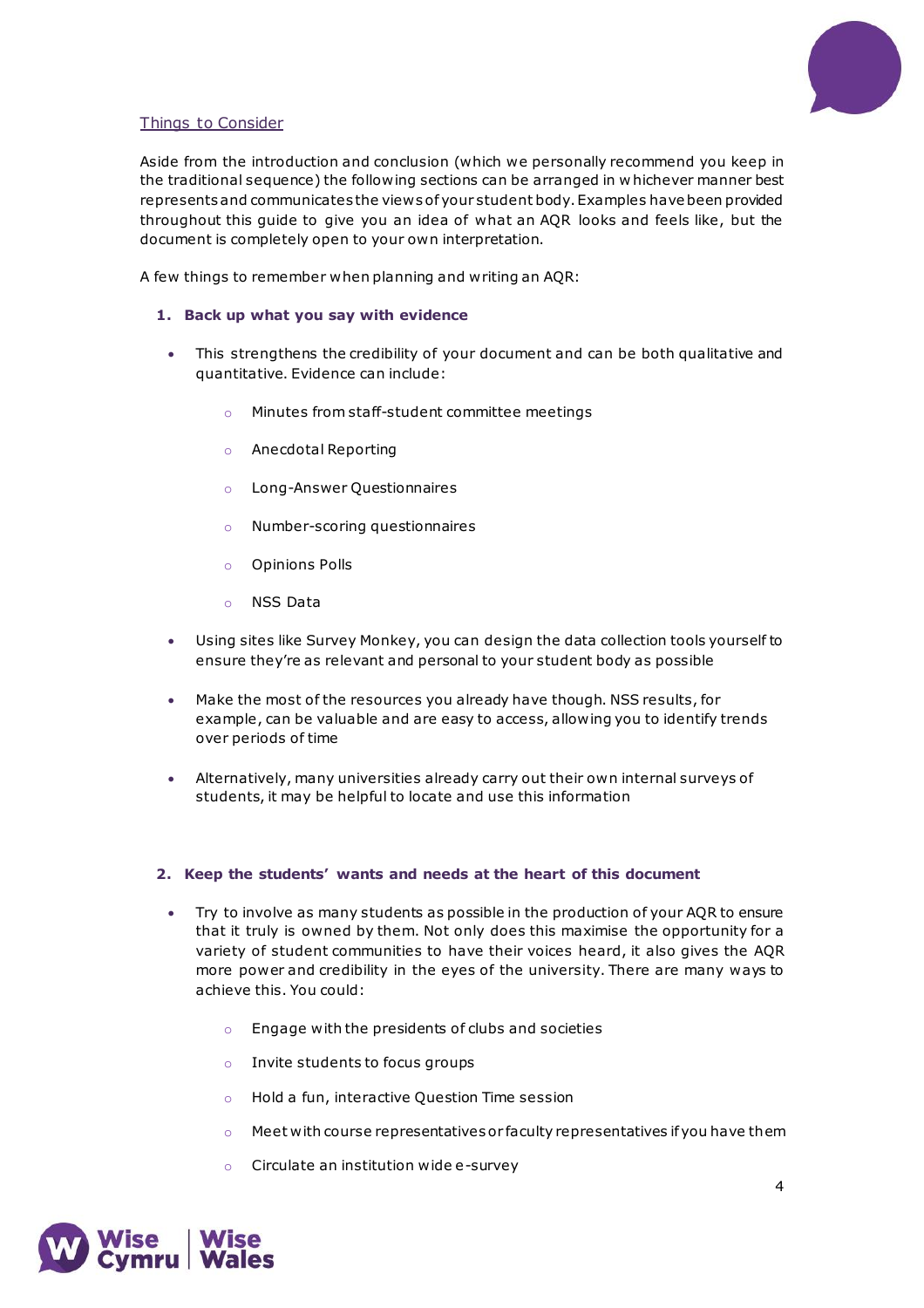## Things to Consider

Aside from the introduction and conclusion (which we personally recommend you keep in the traditional sequence) the following sections can be arranged in whichever manner best represents and communicates the views of your student body. Examples have been provided throughout this guide to give you an idea of what an AQR looks and feels like, but the document is completely open to your own interpretation.

A few things to remember when planning and writing an AQR:

### 1. Back up what you say with evidence

- This strengthens the credibility of your document and can be both qualitative and quantitative. Evidence can include:
  - Minutes from staff-student committee meetings
  - Anecdotal Reporting
  - Long-Answer Questionnaires
  - Number-scoring questionnaires
  - Opinions Polls
  - NSS Data
- Using sites like Survey Monkey, you can design the data collection tools yourself to ensure they're as relevant and personal to your student body as possible
- Make the most of the resources you already have though. NSS results, for example, can be valuable and are easy to access, allowing you to identify trends over periods of time
- Alternatively, many universities already carry out their own internal surveys of students, it may be helpful to locate and use this information

### 2. Keep the students' wants and needs at the heart of this document

- Try to involve as many students as possible in the production of your AQR to ensure that it truly is owned by them. Not only does this maximise the opportunity for a variety of student communities to have their voices heard, it also gives the AQR more power and credibility in the eyes of the university. There are many ways to achieve this. You could:
  - Engage with the presidents of clubs and societies
  - Invite students to focus groups
  - Hold a fun, interactive Question Time session
  - Meet with course representatives or faculty representatives if you have them
  - Circulate an institution wide e-survey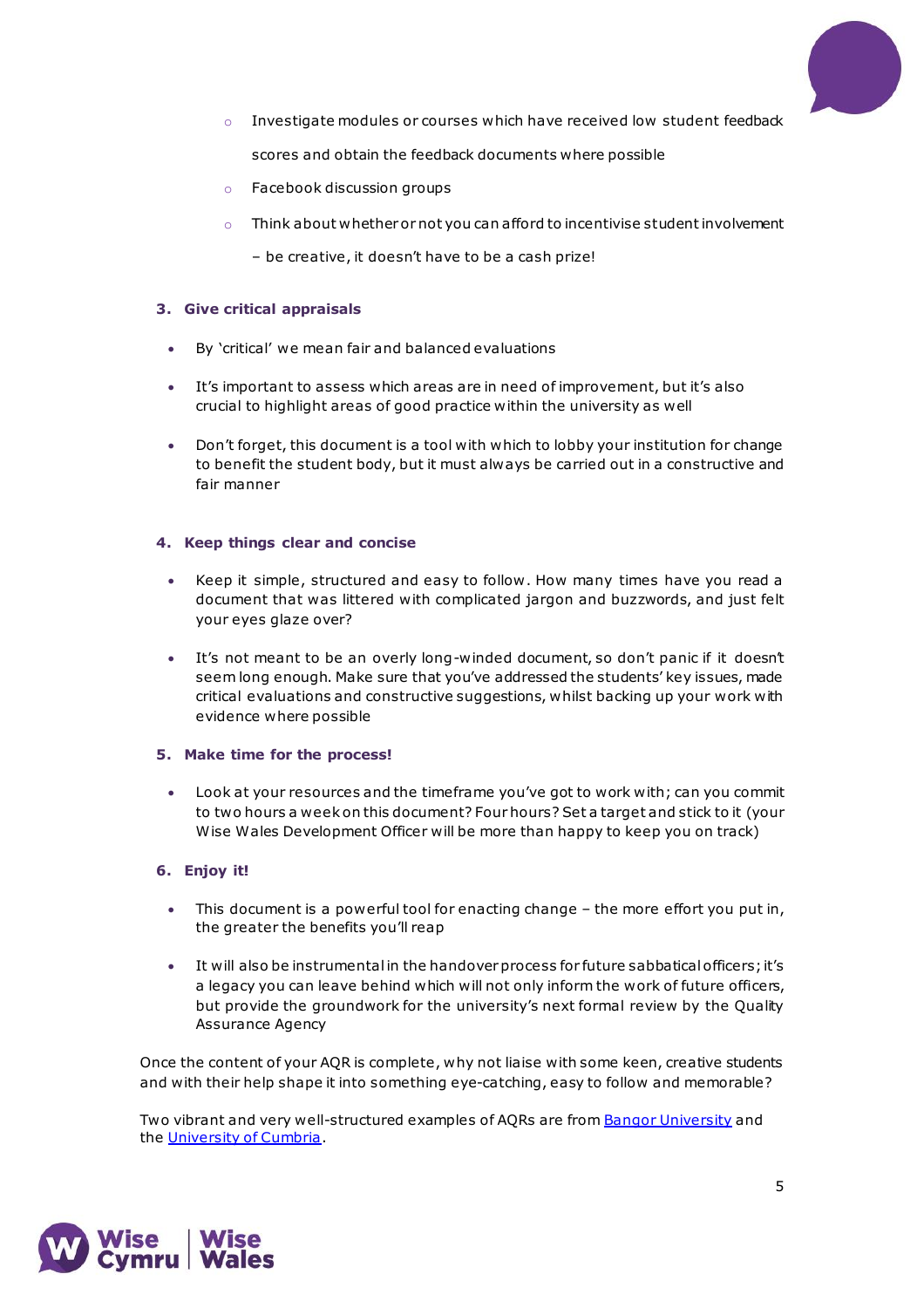- Investigate modules or courses which have received low student feedback scores and obtain the feedback documents where possible
   - Facebook discussion groups
   - Think about whether or not you can afford to incentivise student involvement – be creative, it doesn't have to be a cash prize!

### 3. Give critical appraisals

- By 'critical' we mean fair and balanced evaluations
- It's important to assess which areas are in need of improvement, but it's also crucial to highlight areas of good practice within the university as well
- Don't forget, this document is a tool with which to lobby your institution for change to benefit the student body, but it must always be carried out in a constructive and fair manner

### 4. Keep things clear and concise

- Keep it simple, structured and easy to follow. How many times have you read a document that was littered with complicated jargon and buzzwords, and just felt your eyes glaze over?
- It's not meant to be an overly long-winded document, so don't panic if it doesn't seem long enough. Make sure that you've addressed the students' key issues, made critical evaluations and constructive suggestions, whilst backing up your work with evidence where possible

### 5. Make time for the process!

- Look at your resources and the timeframe you've got to work with; can you commit to two hours a week on this document? Four hours? Set a target and stick to it (your Wise Wales Development Officer will be more than happy to keep you on track)

### 6. Enjoy it!

- This document is a powerful tool for enacting change – the more effort you put in, the greater the benefits you'll reap
- It will also be instrumental in the handover process for future sabbatical officers; it's a legacy you can leave behind which will not only inform the work of future officers, but provide the groundwork for the university's next formal review by the Quality Assurance Agency

Once the content of your AQR is complete, why not liaise with some keen, creative students and with their help shape it into something eye-catching, easy to follow and memorable?

Two vibrant and very well-structured examples of AQRs are from Bangor University and the University of Cumbria.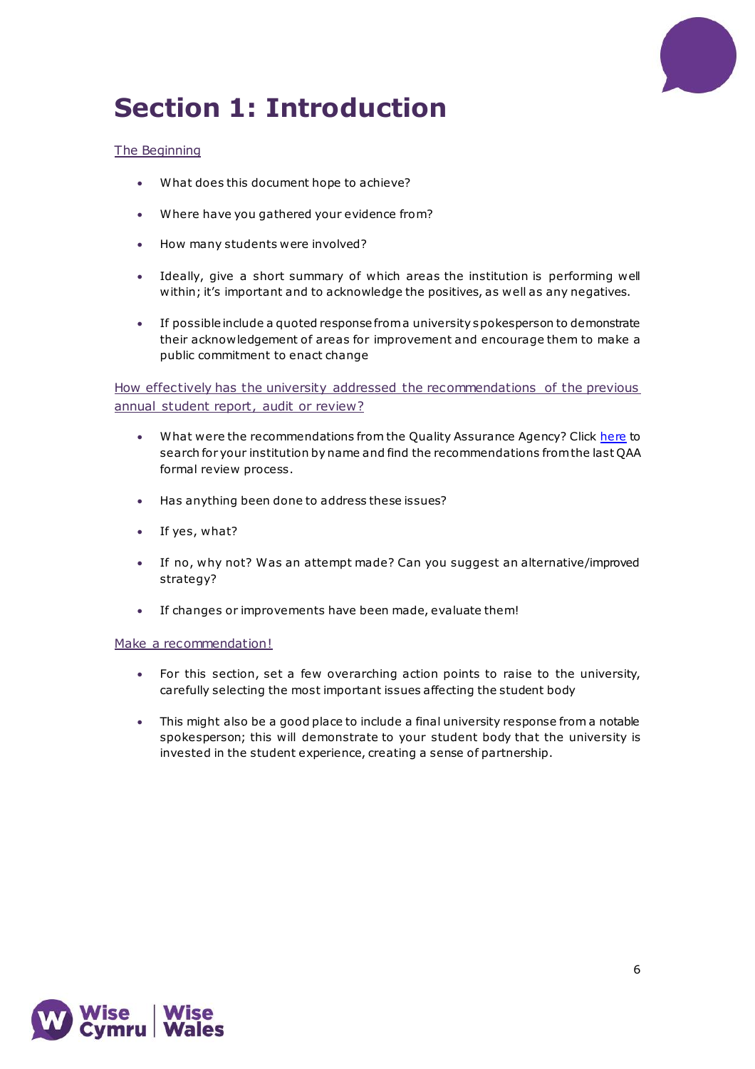# Section 1: Introduction

The Beginning

- What does this document hope to achieve?
- Where have you gathered your evidence from?
- How many students were involved?
- Ideally, give a short summary of which areas the institution is performing well within; it's important and to acknowledge the positives, as well as any negatives.
- If possible include a quoted response from a university spokesperson to demonstrate their acknowledgement of areas for improvement and encourage them to make a public commitment to enact change

How effectively has the university addressed the recommendations of the previous annual student report, audit or review?

- What were the recommendations from the Quality Assurance Agency? Click here to search for your institution by name and find the recommendations from the last QAA formal review process.
- Has anything been done to address these issues?
- If yes, what?
- If no, why not? Was an attempt made? Can you suggest an alternative/improved strategy?
- If changes or improvements have been made, evaluate them!

Make a recommendation!

- For this section, set a few overarching action points to raise to the university, carefully selecting the most important issues affecting the student body
- This might also be a good place to include a final university response from a notable spokesperson; this will demonstrate to your student body that the university is invested in the student experience, creating a sense of partnership.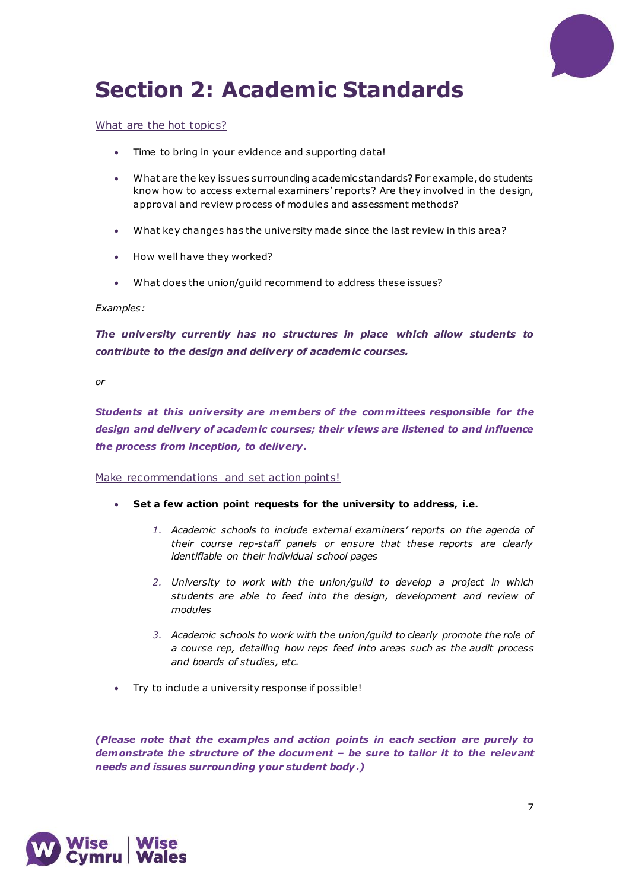# Section 2: Academic Standards

What are the hot topics?

- Time to bring in your evidence and supporting data!
- What are the key issues surrounding academic standards? For example, do students know how to access external examiners' reports? Are they involved in the design, approval and review process of modules and assessment methods?
- What key changes has the university made since the last review in this area?
- How well have they worked?
- What does the union/guild recommend to address these issues?

*Examples:*

***The university currently has no structures in place which allow students to contribute to the design and delivery of academic courses.***

*or*

***Students at this university are members of the committees responsible for the design and delivery of academic courses; their views are listened to and influence the process from inception, to delivery.***

Make recommendations and set action points!

- **Set a few action point requests for the university to address, i.e.**
  1. *Academic schools to include external examiners' reports on the agenda of their course rep-staff panels or ensure that these reports are clearly identifiable on their individual school pages*
  2. *University to work with the union/guild to develop a project in which students are able to feed into the design, development and review of modules*
  3. *Academic schools to work with the union/guild to clearly promote the role of a course rep, detailing how reps feed into areas such as the audit process and boards of studies, etc.*
- Try to include a university response if possible!

***(Please note that the examples and action points in each section are purely to demonstrate the structure of the document – be sure to tailor it to the relevant needs and issues surrounding your student body.)***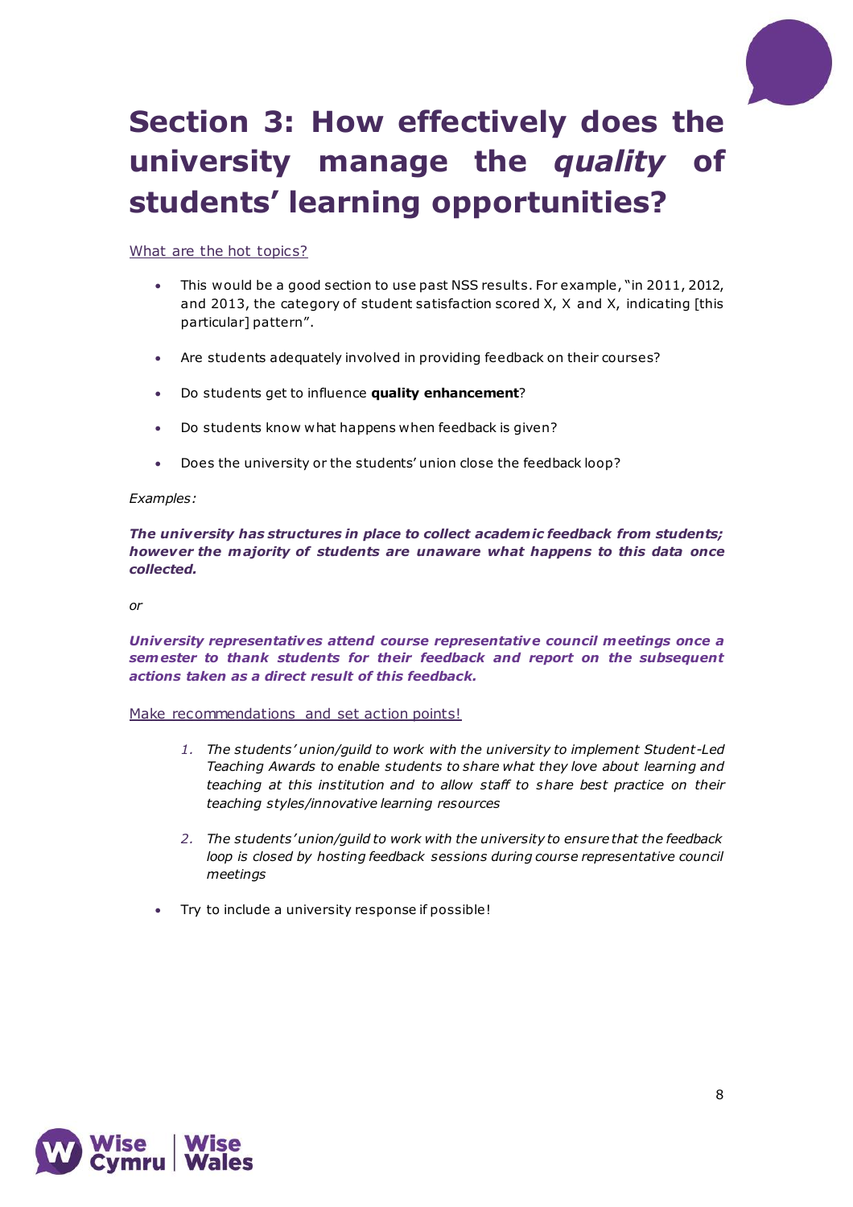# Section 3: How effectively does the university manage the *quality* of students' learning opportunities?

What are the hot topics?

- This would be a good section to use past NSS results. For example, "in 2011, 2012, and 2013, the category of student satisfaction scored X, X and X, indicating [this particular] pattern".
- Are students adequately involved in providing feedback on their courses?
- Do students get to influence **quality enhancement**?
- Do students know what happens when feedback is given?
- Does the university or the students' union close the feedback loop?

*Examples:*

***The university has structures in place to collect academic feedback from students; however the majority of students are unaware what happens to this data once collected.***

*or*

***University representatives attend course representative council meetings once a semester to thank students for their feedback and report on the subsequent actions taken as a direct result of this feedback.***

Make recommendations and set action points!

1. *The students' union/guild to work with the university to implement Student-Led Teaching Awards to enable students to share what they love about learning and teaching at this institution and to allow staff to share best practice on their teaching styles/innovative learning resources*
2. *The students' union/guild to work with the university to ensure that the feedback loop is closed by hosting feedback sessions during course representative council meetings*

- Try to include a university response if possible!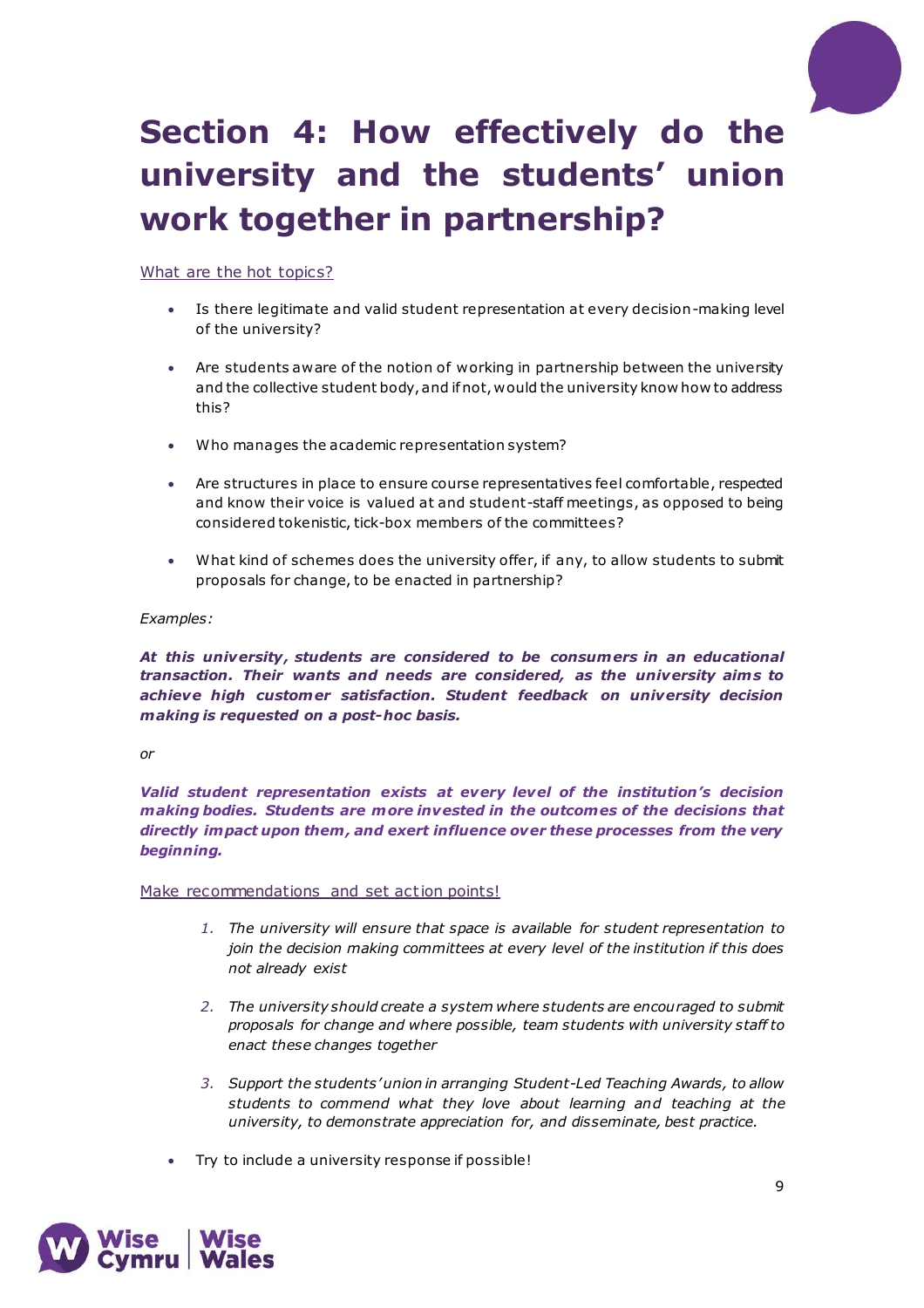# Section 4: How effectively do the university and the students' union work together in partnership?

What are the hot topics?

- Is there legitimate and valid student representation at every decision-making level of the university?
- Are students aware of the notion of working in partnership between the university and the collective student body, and if not, would the university know how to address this?
- Who manages the academic representation system?
- Are structures in place to ensure course representatives feel comfortable, respected and know their voice is valued at and student-staff meetings, as opposed to being considered tokenistic, tick-box members of the committees?
- What kind of schemes does the university offer, if any, to allow students to submit proposals for change, to be enacted in partnership?

*Examples:*

***At this university, students are considered to be consumers in an educational transaction. Their wants and needs are considered, as the university aims to achieve high customer satisfaction. Student feedback on university decision making is requested on a post-hoc basis.***

*or*

***Valid student representation exists at every level of the institution's decision making bodies. Students are more invested in the outcomes of the decisions that directly impact upon them, and exert influence over these processes from the very beginning.***

Make recommendations and set action points!

1. *The university will ensure that space is available for student representation to join the decision making committees at every level of the institution if this does not already exist*
2. *The university should create a system where students are encouraged to submit proposals for change and where possible, team students with university staff to enact these changes together*
3. *Support the students' union in arranging Student-Led Teaching Awards, to allow students to commend what they love about learning and teaching at the university, to demonstrate appreciation for, and disseminate, best practice.*

- Try to include a university response if possible!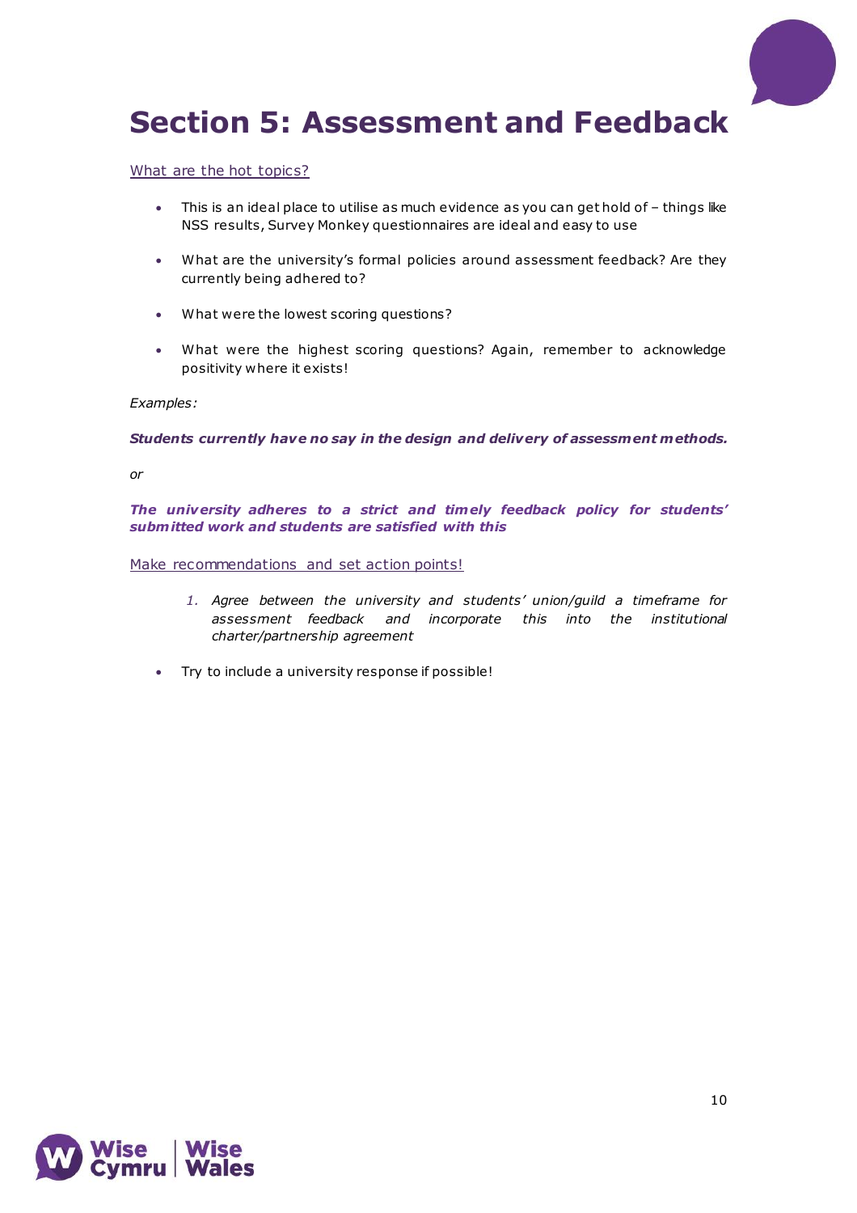# Section 5: Assessment and Feedback

What are the hot topics?

- This is an ideal place to utilise as much evidence as you can get hold of – things like NSS results, Survey Monkey questionnaires are ideal and easy to use
- What are the university's formal policies around assessment feedback? Are they currently being adhered to?
- What were the lowest scoring questions?
- What were the highest scoring questions? Again, remember to acknowledge positivity where it exists!

*Examples:*

***Students currently have no say in the design and delivery of assessment methods.***

*or*

***The university adheres to a strict and timely feedback policy for students' submitted work and students are satisfied with this***

Make recommendations and set action points!

1. *Agree between the university and students' union/guild a timeframe for assessment feedback and incorporate this into the institutional charter/partnership agreement*

- Try to include a university response if possible!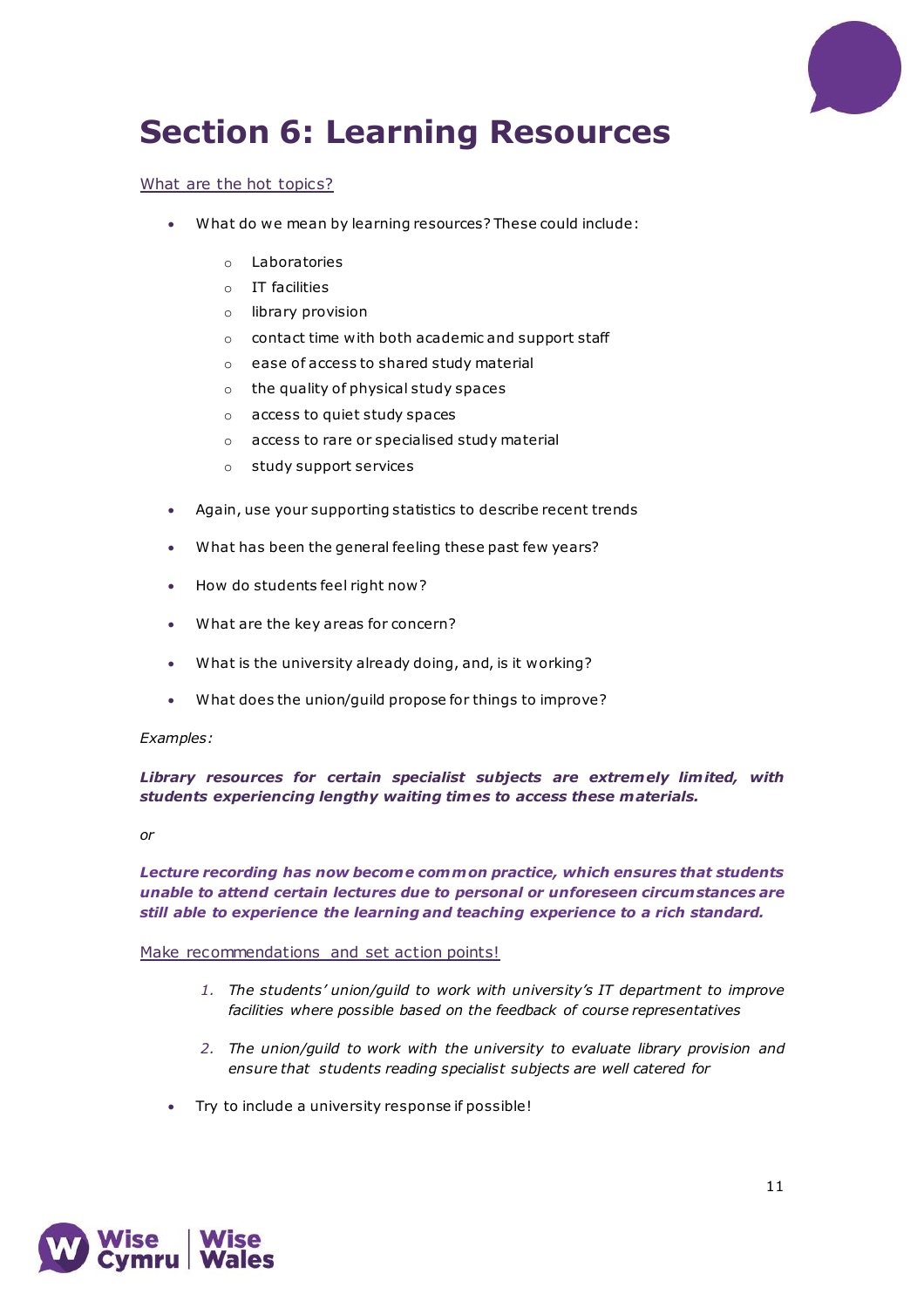# Section 6: Learning Resources

What are the hot topics?

- What do we mean by learning resources? These could include:
    - Laboratories
    - IT facilities
    - library provision
    - contact time with both academic and support staff
    - ease of access to shared study material
    - the quality of physical study spaces
    - access to quiet study spaces
    - access to rare or specialised study material
    - study support services
- Again, use your supporting statistics to describe recent trends
- What has been the general feeling these past few years?
- How do students feel right now?
- What are the key areas for concern?
- What is the university already doing, and, is it working?
- What does the union/guild propose for things to improve?

*Examples:*

***Library resources for certain specialist subjects are extremely limited, with students experiencing lengthy waiting times to access these materials.***

*or*

***Lecture recording has now become common practice, which ensures that students unable to attend certain lectures due to personal or unforeseen circumstances are still able to experience the learning and teaching experience to a rich standard.***

Make recommendations and set action points!

1. *The students' union/guild to work with university's IT department to improve facilities where possible based on the feedback of course representatives*
2. *The union/guild to work with the university to evaluate library provision and ensure that students reading specialist subjects are well catered for*

- Try to include a university response if possible!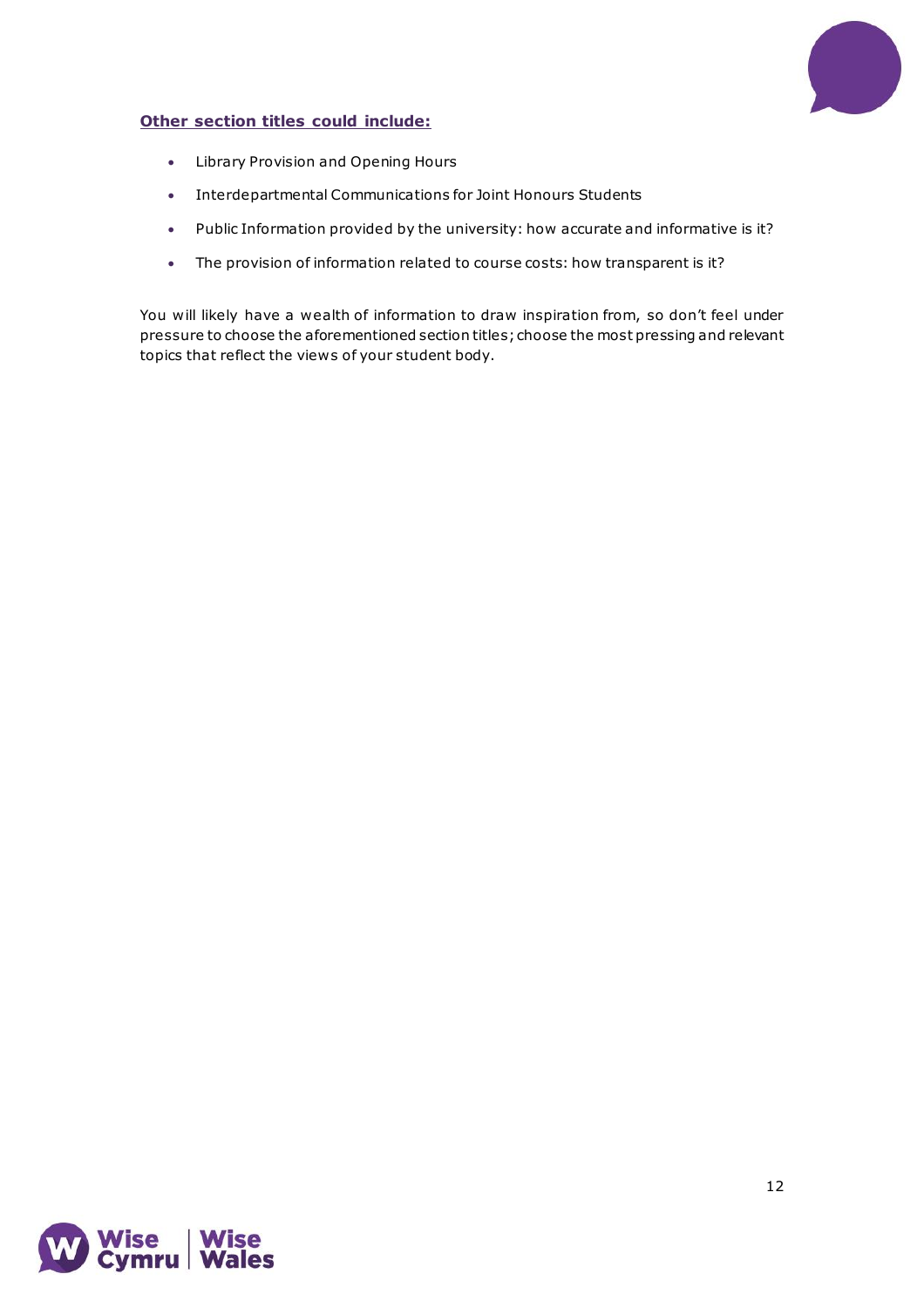**Other section titles could include:**

- Library Provision and Opening Hours
- Interdepartmental Communications for Joint Honours Students
- Public Information provided by the university: how accurate and informative is it?
- The provision of information related to course costs: how transparent is it?

You will likely have a wealth of information to draw inspiration from, so don't feel under pressure to choose the aforementioned section titles; choose the most pressing and relevant topics that reflect the views of your student body.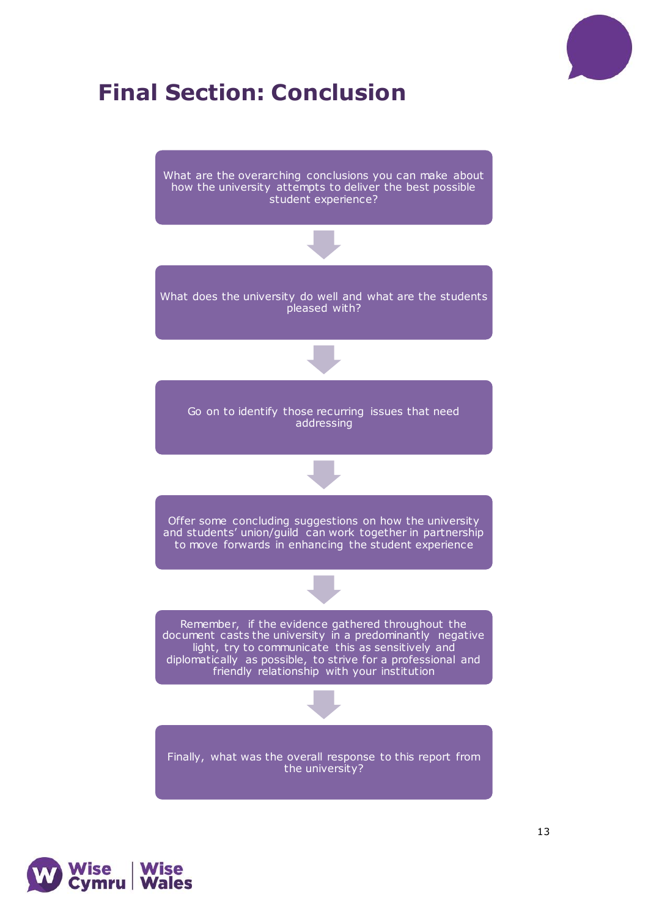# Final Section: Conclusion

What are the overarching conclusions you can make about how the university attempts to deliver the best possible student experience?

↓

What does the university do well and what are the students pleased with?

↓

Go on to identify those recurring issues that need addressing

↓

Offer some concluding suggestions on how the university and students' union/guild can work together in partnership to move forwards in enhancing the student experience

↓

Remember, if the evidence gathered throughout the document casts the university in a predominantly negative light, try to communicate this as sensitively and diplomatically as possible, to strive for a professional and friendly relationship with your institution

↓

Finally, what was the overall response to this report from the university?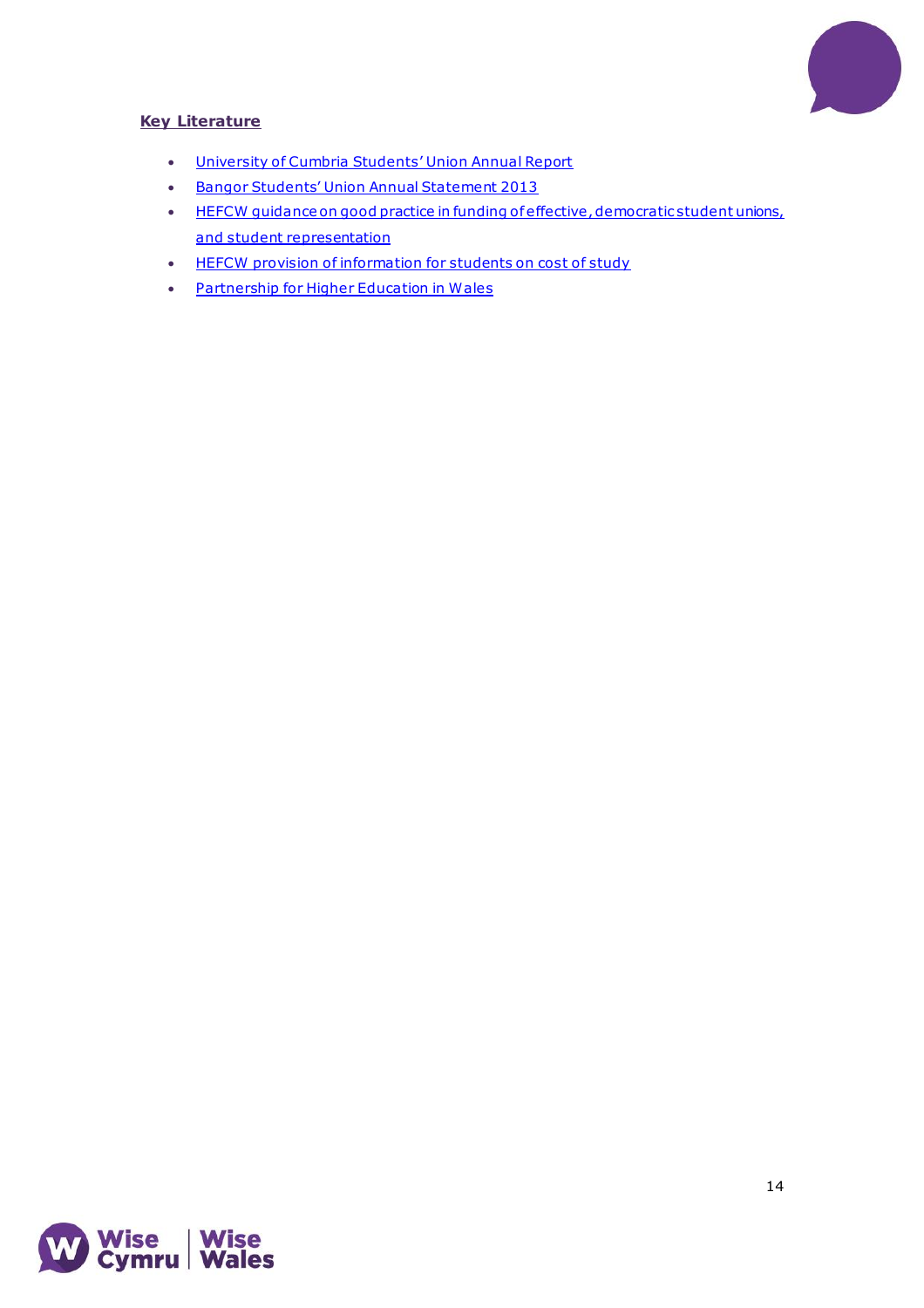**Key Literature**

- University of Cumbria Students' Union Annual Report
- Bangor Students' Union Annual Statement 2013
- HEFCW guidance on good practice in funding of effective, democratic student unions, and student representation
- HEFCW provision of information for students on cost of study
- Partnership for Higher Education in Wales